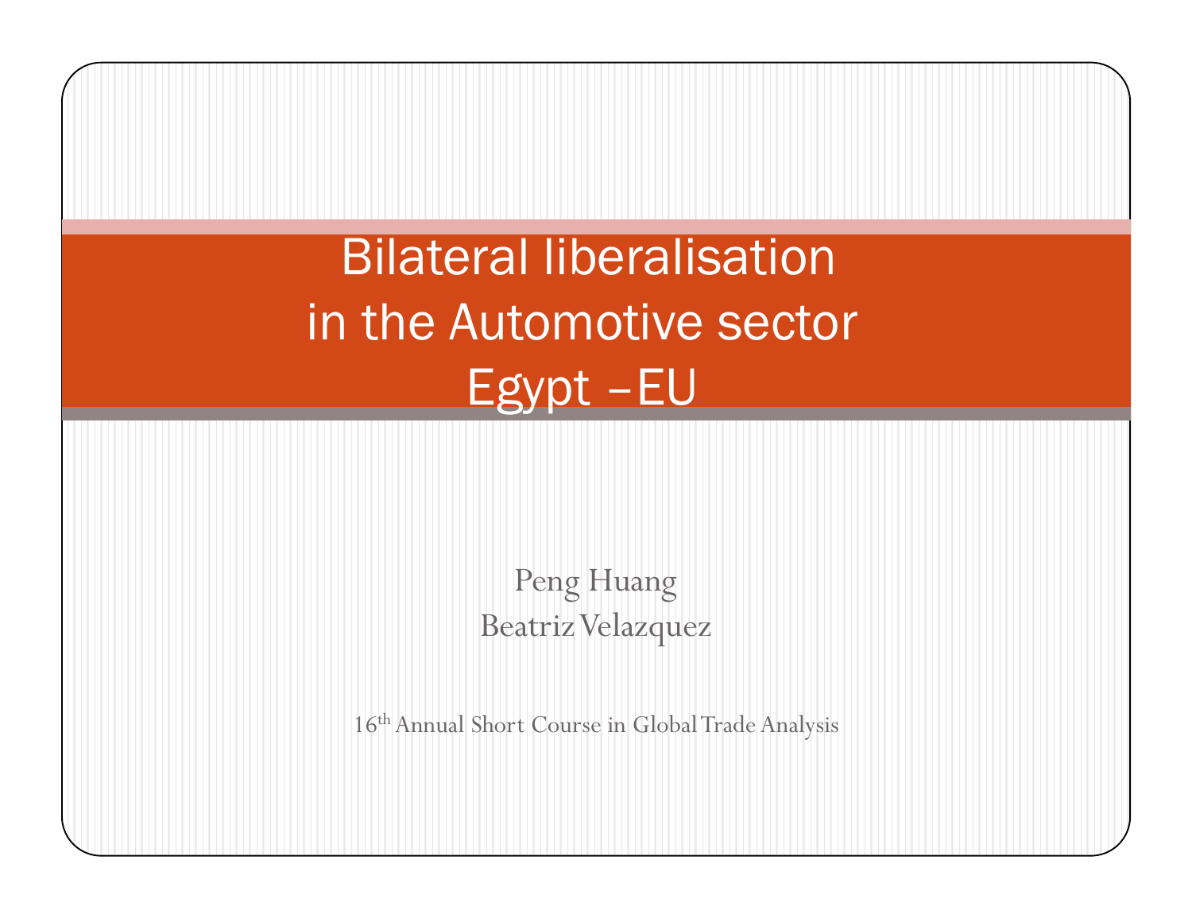# Bilateral liberalisation in the Automotive sector Egypt –EU

Peng Huang
Beatriz Velazquez

16th Annual Short Course in Global Trade Analysis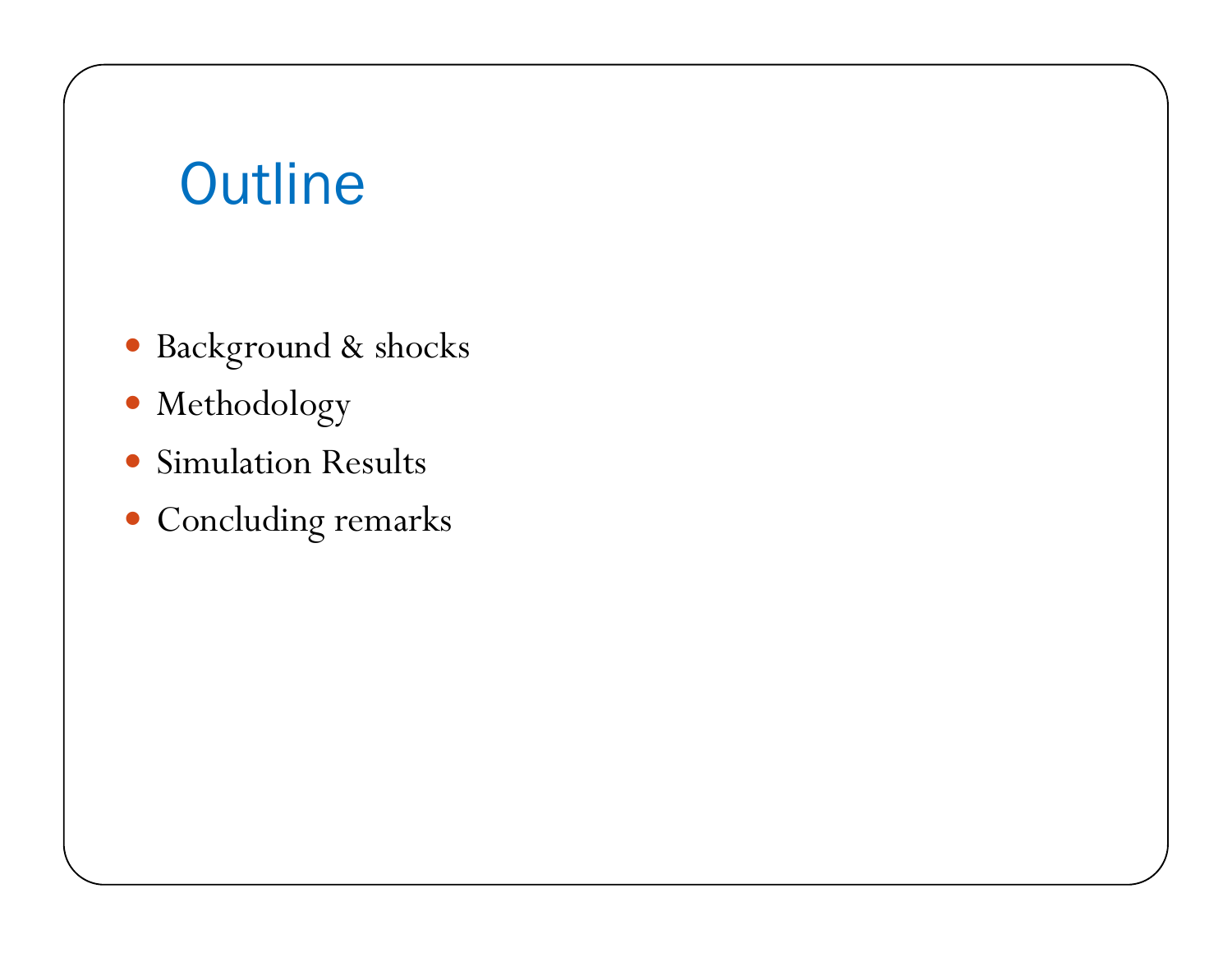# Outline

- Background & shocks
- Methodology
- Simulation Results
- Concluding remarks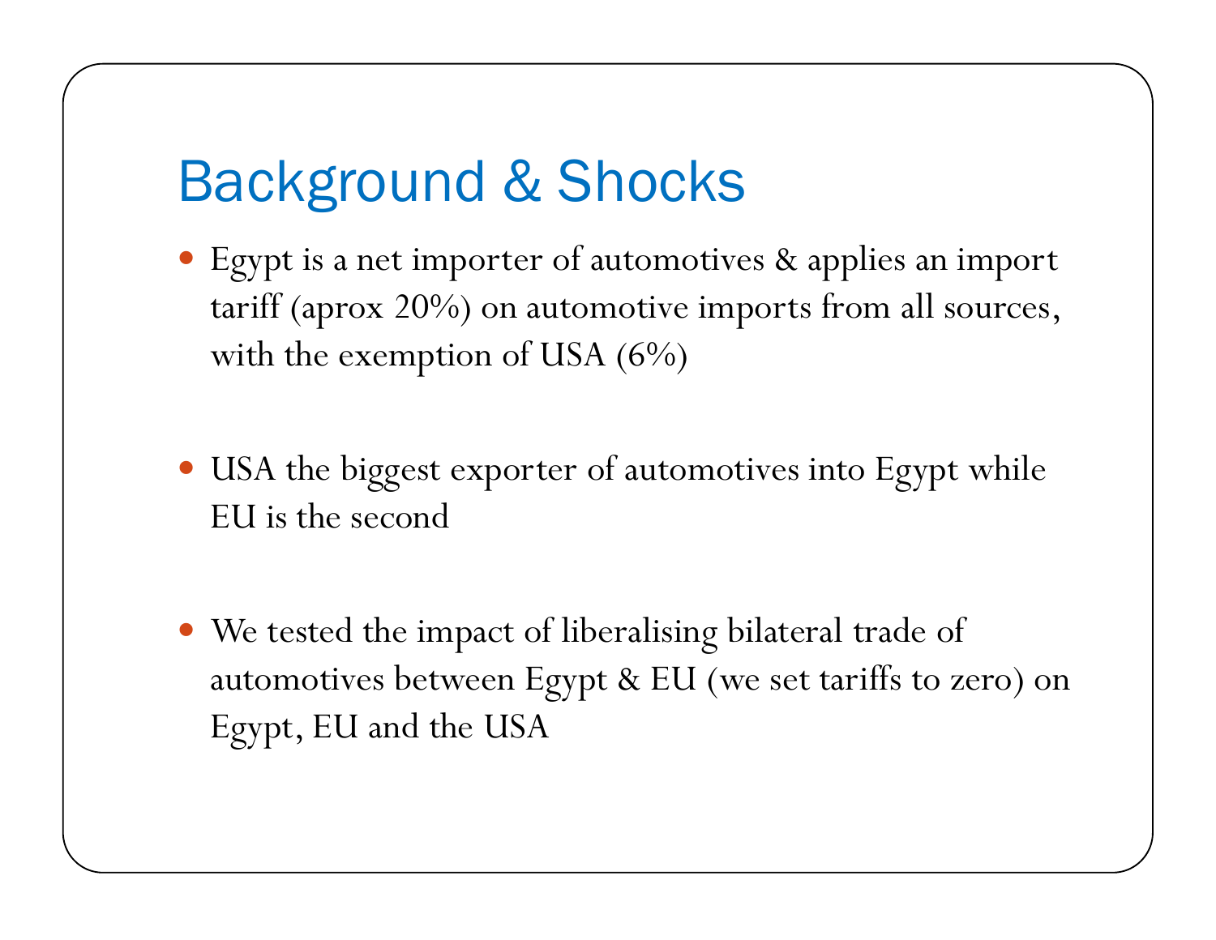# Background & Shocks

- Egypt is a net importer of automotives & applies an import tariff (aprox 20%) on automotive imports from all sources, with the exemption of USA (6%)

- USA the biggest exporter of automotives into Egypt while EU is the second

- We tested the impact of liberalising bilateral trade of automotives between Egypt & EU (we set tariffs to zero) on Egypt, EU and the USA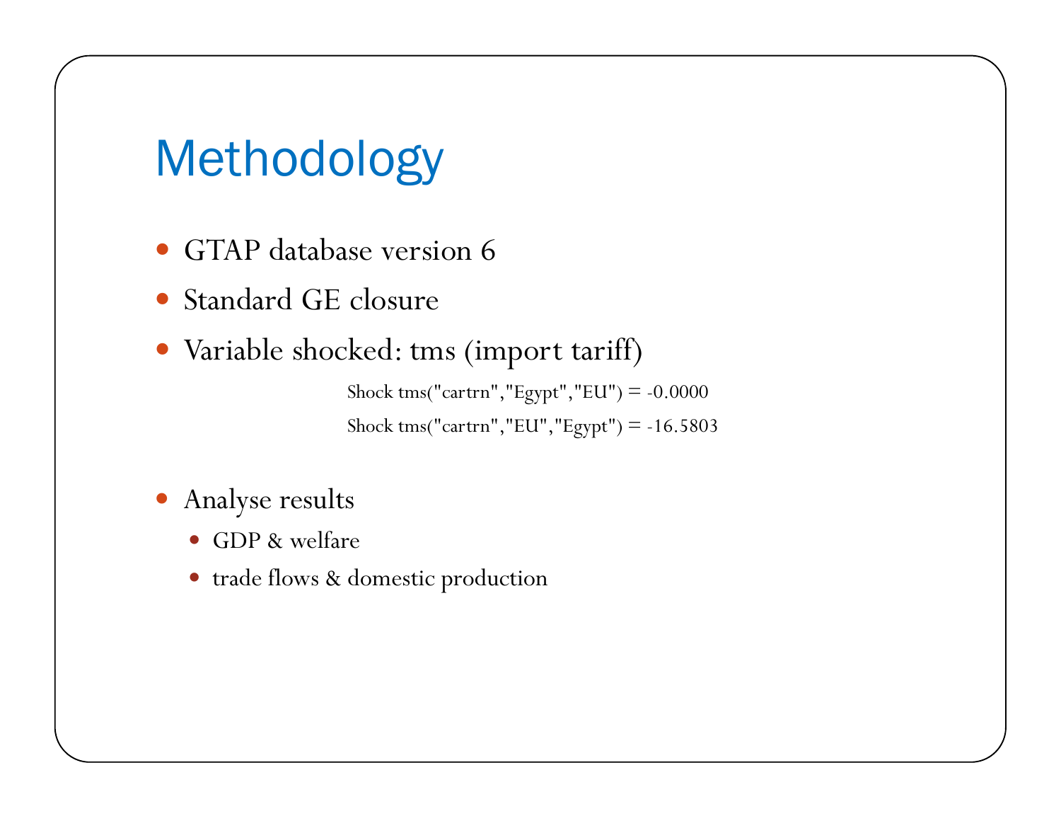# Methodology

- GTAP database version 6
- Standard GE closure
- Variable shocked: tms (import tariff)

```
Shock tms("cartrn","Egypt","EU") = -0.0000
Shock tms("cartrn","EU","Egypt") = -16.5803
```

- Analyse results
  - GDP & welfare
  - trade flows & domestic production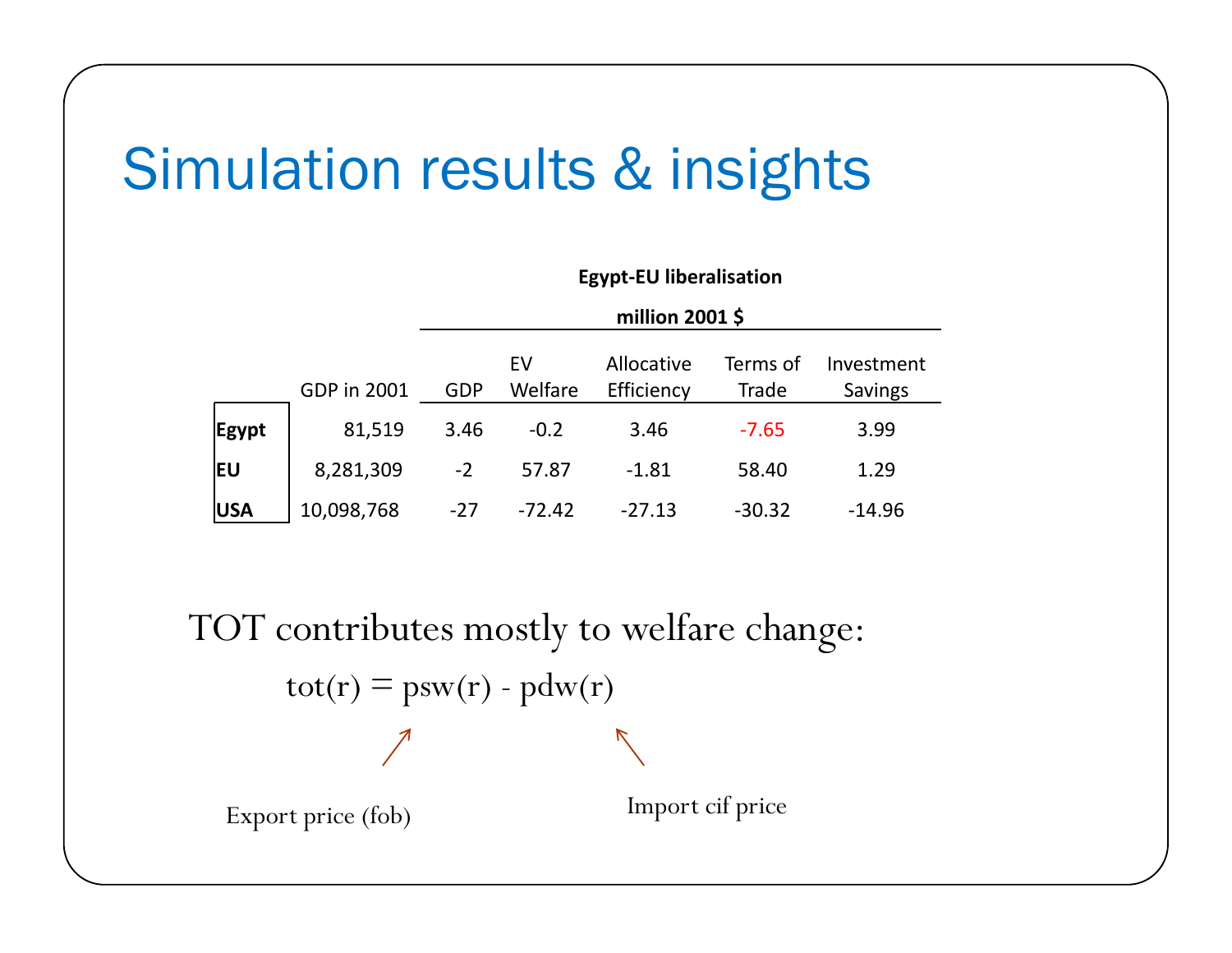# Simulation results & insights

| | GDP in 2001 | Egypt-EU liberalisation million 2001 $ GDP | EV Welfare | Allocative Efficiency | Terms of Trade | Investment Savings |
|---|---|---|---|---|---|---|
| **Egypt** | 81,519 | 3.46 | -0.2 | 3.46 | -7.65 | 3.99 |
| **EU** | 8,281,309 | -2 | 57.87 | -1.81 | 58.40 | 1.29 |
| **USA** | 10,098,768 | -27 | -72.42 | -27.13 | -30.32 | -14.96 |

TOT contributes mostly to welfare change:

$$tot(r) = psw(r) - pdw(r)$$

Export price (fob) → $psw(r)$

Import cif price → $pdw(r)$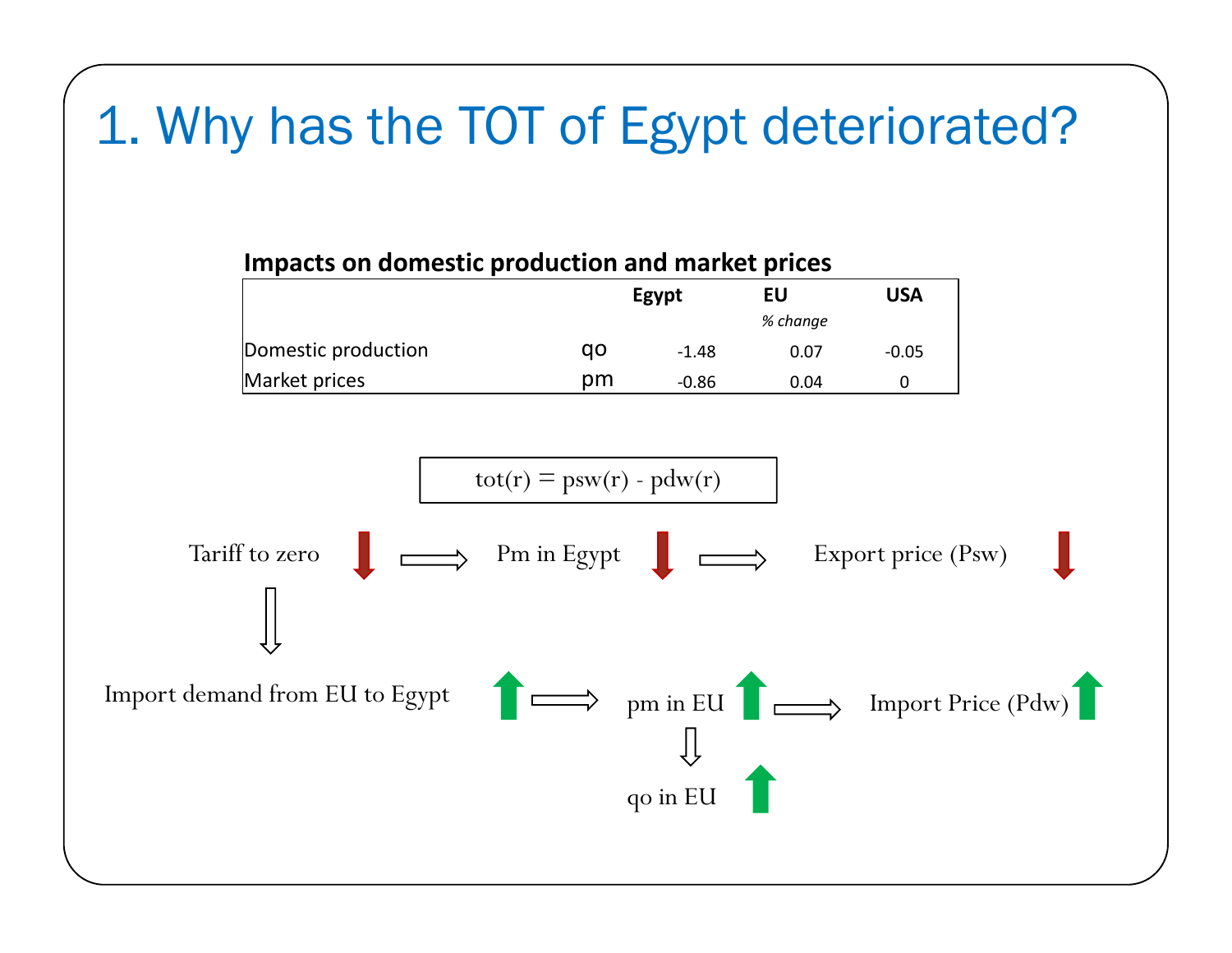# 1. Why has the TOT of Egypt deteriorated?

**Impacts on domestic production and market prices**

| | | Egypt | EU | USA |
|---|---|---|---|---|
| | | | *% change* | |
| Domestic production | qo | -1.48 | 0.07 | -0.05 |
| Market prices | pm | -0.86 | 0.04 | 0 |

$$tot(r) = psw(r) - pdw(r)$$

Tariff to zero ↓ ⇒ Pm in Egypt ↓ ⇒ Export price (Psw) ↓

⇓

Import demand from EU to Egypt ↑ ⇒ pm in EU ↑ ⇒ Import Price (Pdw) ↑

⇓

qo in EU ↑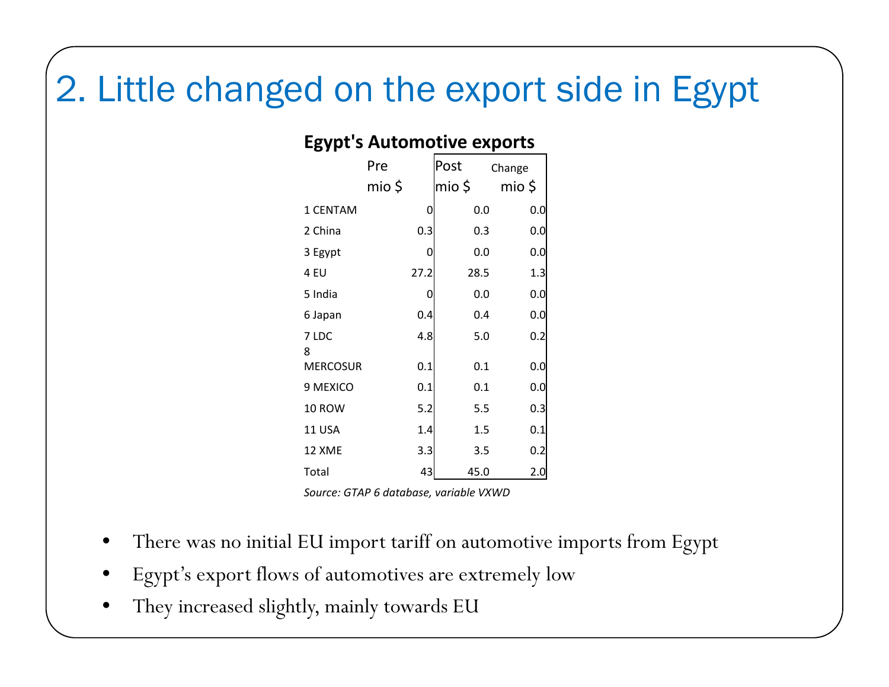# 2. Little changed on the export side in Egypt

**Egypt's Automotive exports**

| | Pre mio $ | Post mio $ | Change mio $ |
|---|---|---|---|
| 1 CENTAM | 0 | 0.0 | 0.0 |
| 2 China | 0.3 | 0.3 | 0.0 |
| 3 Egypt | 0 | 0.0 | 0.0 |
| 4 EU | 27.2 | 28.5 | 1.3 |
| 5 India | 0 | 0.0 | 0.0 |
| 6 Japan | 0.4 | 0.4 | 0.0 |
| 7 LDC | 4.8 | 5.0 | 0.2 |
| 8 MERCOSUR | 0.1 | 0.1 | 0.0 |
| 9 MEXICO | 0.1 | 0.1 | 0.0 |
| 10 ROW | 5.2 | 5.5 | 0.3 |
| 11 USA | 1.4 | 1.5 | 0.1 |
| 12 XME | 3.3 | 3.5 | 0.2 |
| Total | 43 | 45.0 | 2.0 |

*Source: GTAP 6 database, variable VXWD*

- There was no initial EU import tariff on automotive imports from Egypt
- Egypt's export flows of automotives are extremely low
- They increased slightly, mainly towards EU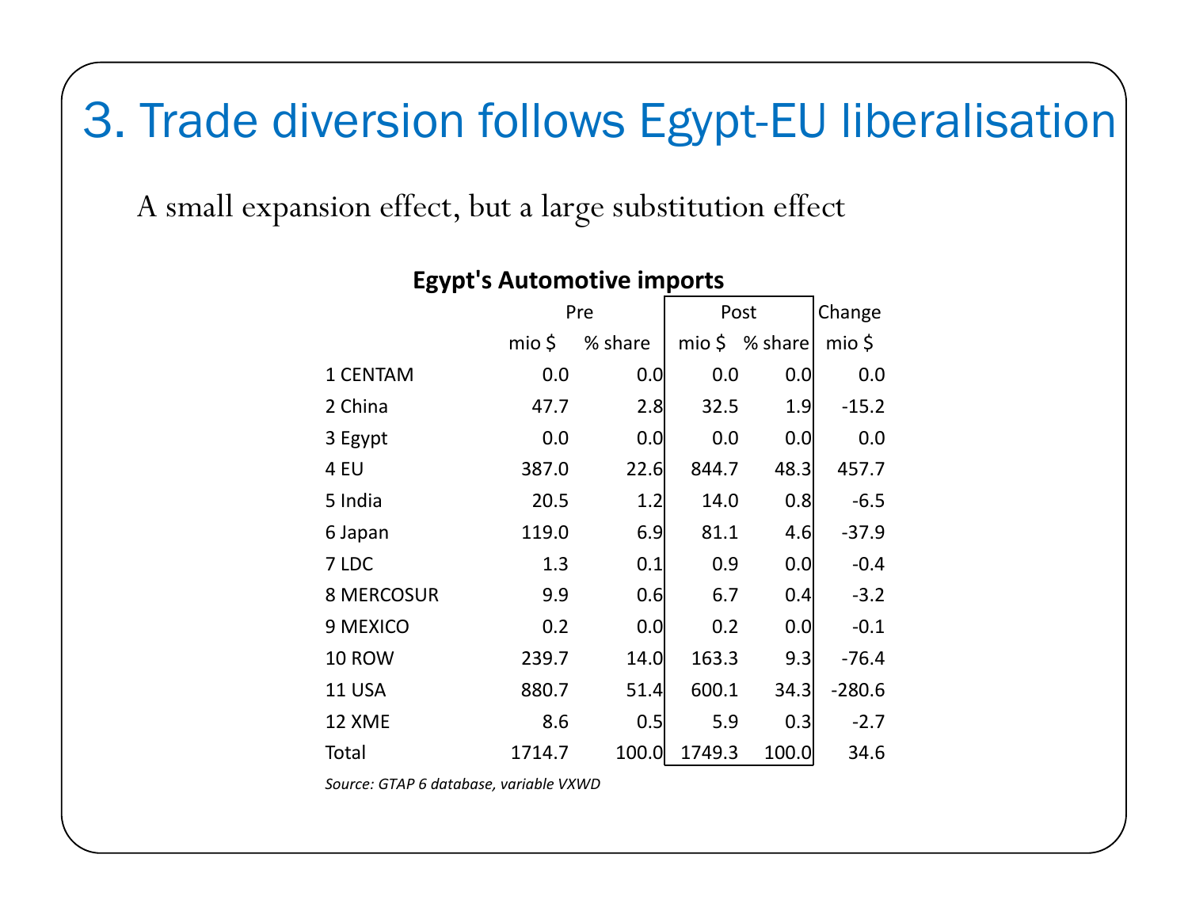# 3. Trade diversion follows Egypt-EU liberalisation

A small expansion effect, but a large substitution effect

**Egypt's Automotive imports**

| | Pre | | Post | | Change |
|---|---|---|---|---|---|
| | mio $ | % share | mio $ | % share | mio $ |
| 1 CENTAM | 0.0 | 0.0 | 0.0 | 0.0 | 0.0 |
| 2 China | 47.7 | 2.8 | 32.5 | 1.9 | -15.2 |
| 3 Egypt | 0.0 | 0.0 | 0.0 | 0.0 | 0.0 |
| 4 EU | 387.0 | 22.6 | 844.7 | 48.3 | 457.7 |
| 5 India | 20.5 | 1.2 | 14.0 | 0.8 | -6.5 |
| 6 Japan | 119.0 | 6.9 | 81.1 | 4.6 | -37.9 |
| 7 LDC | 1.3 | 0.1 | 0.9 | 0.0 | -0.4 |
| 8 MERCOSUR | 9.9 | 0.6 | 6.7 | 0.4 | -3.2 |
| 9 MEXICO | 0.2 | 0.0 | 0.2 | 0.0 | -0.1 |
| 10 ROW | 239.7 | 14.0 | 163.3 | 9.3 | -76.4 |
| 11 USA | 880.7 | 51.4 | 600.1 | 34.3 | -280.6 |
| 12 XME | 8.6 | 0.5 | 5.9 | 0.3 | -2.7 |
| Total | 1714.7 | 100.0 | 1749.3 | 100.0 | 34.6 |

*Source: GTAP 6 database, variable VXWD*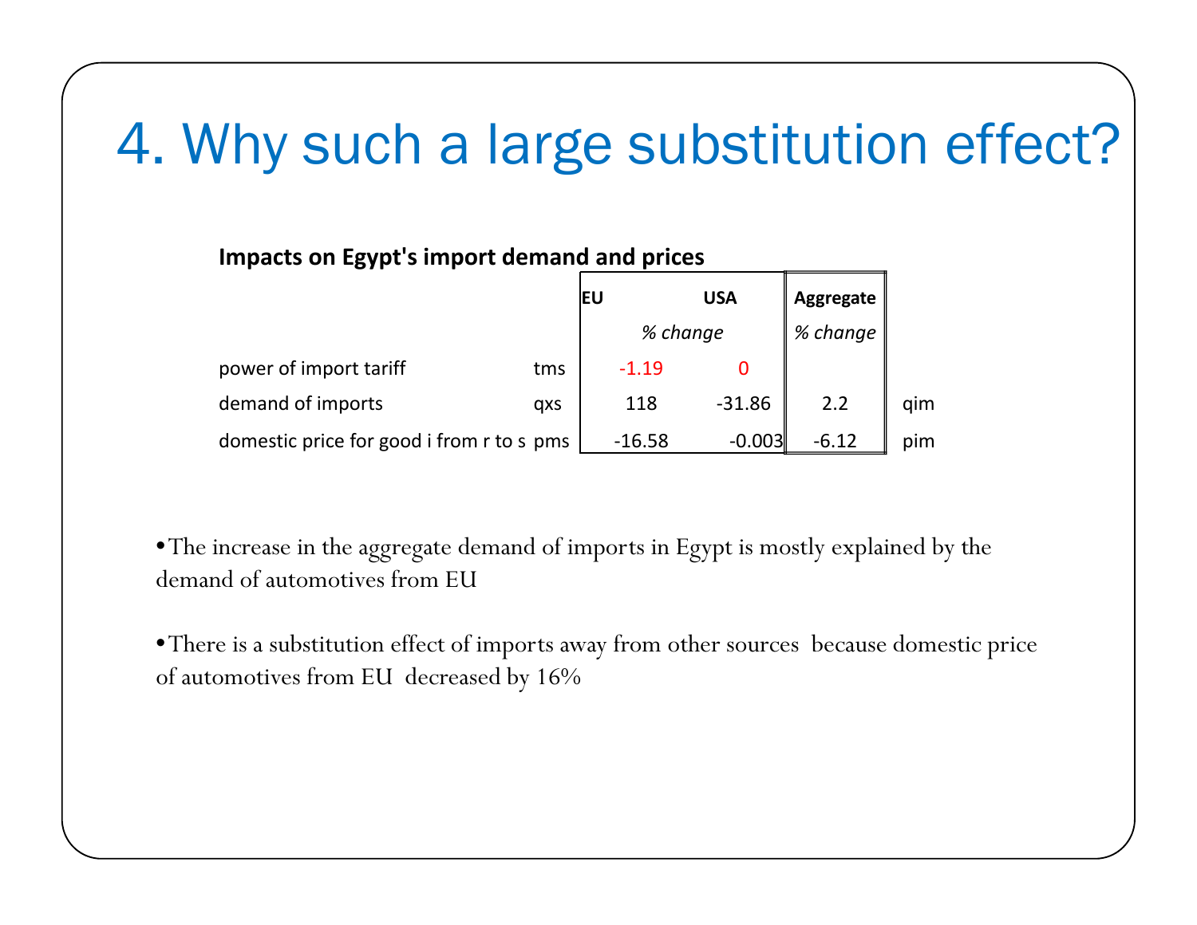# 4. Why such a large substitution effect?

**Impacts on Egypt's import demand and prices**

| | | EU | USA | Aggregate | |
|---|---|---|---|---|---|
| | | *% change* | | *% change* | |
| power of import tariff | tms | -1.19 | 0 | | |
| demand of imports | qxs | 118 | -31.86 | 2.2 | qim |
| domestic price for good i from r to s | pms | -16.58 | -0.003 | -6.12 | pim |

- The increase in the aggregate demand of imports in Egypt is mostly explained by the demand of automotives from EU

- There is a substitution effect of imports away from other sources because domestic price of automotives from EU decreased by 16%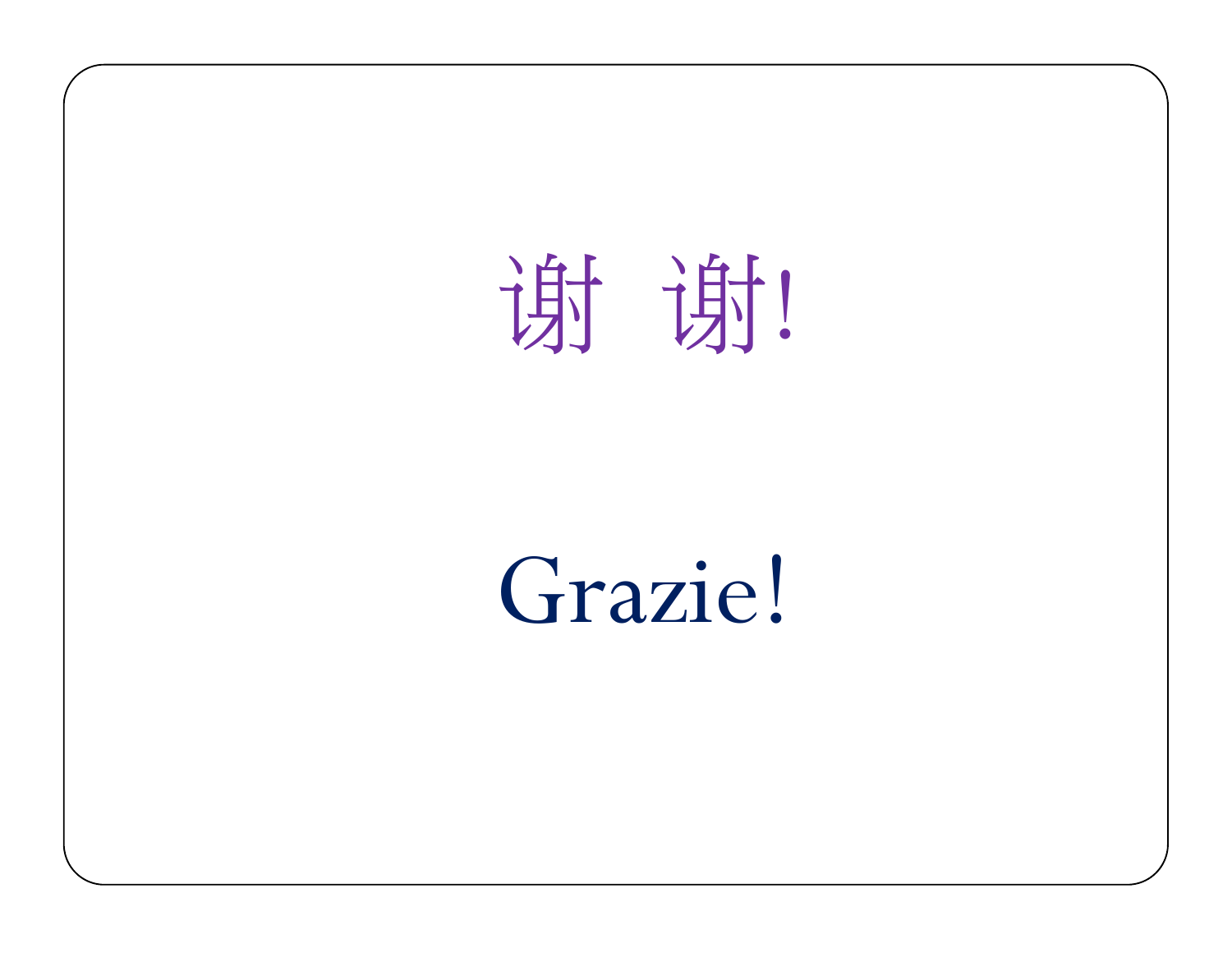谢 谢!

Grazie!